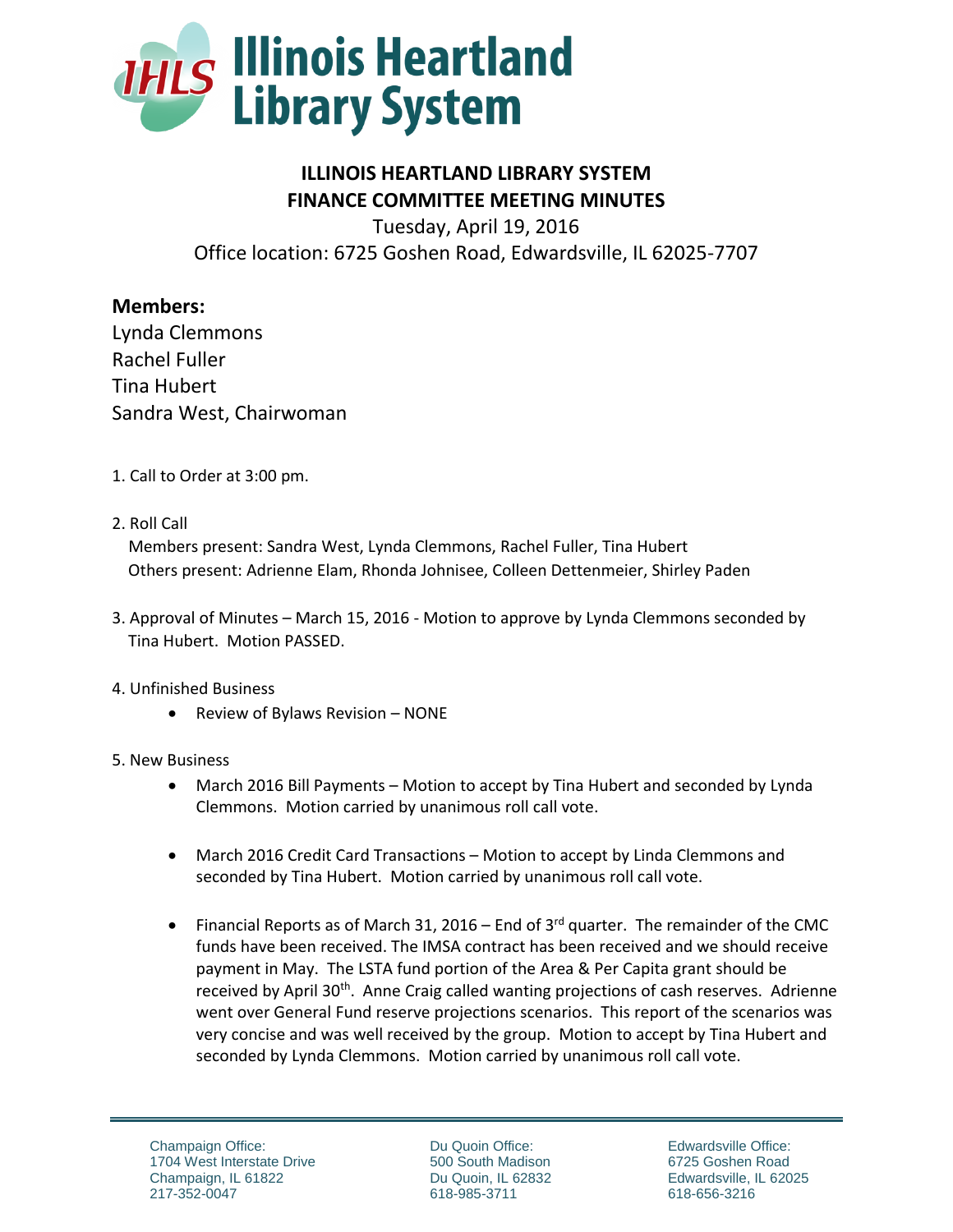# ILLINOIS HEARTLAND LIBRARY SYSTEM
## FINANCE COMMITTEE MEETING MINUTES

Tuesday, April 19, 2016

Office location: 6725 Goshen Road, Edwardsville, IL 62025-7707

**Members:**

Lynda Clemmons
Rachel Fuller
Tina Hubert
Sandra West, Chairwoman

1. Call to Order at 3:00 pm.

2. Roll Call
   Members present: Sandra West, Lynda Clemmons, Rachel Fuller, Tina Hubert
   Others present: Adrienne Elam, Rhonda Johnisee, Colleen Dettenmeier, Shirley Paden

3. Approval of Minutes – March 15, 2016 - Motion to approve by Lynda Clemmons seconded by Tina Hubert. Motion PASSED.

4. Unfinished Business
   - Review of Bylaws Revision – NONE

5. New Business
   - March 2016 Bill Payments – Motion to accept by Tina Hubert and seconded by Lynda Clemmons. Motion carried by unanimous roll call vote.
   - March 2016 Credit Card Transactions – Motion to accept by Linda Clemmons and seconded by Tina Hubert. Motion carried by unanimous roll call vote.
   - Financial Reports as of March 31, 2016 – End of 3rd quarter. The remainder of the CMC funds have been received. The IMSA contract has been received and we should receive payment in May. The LSTA fund portion of the Area & Per Capita grant should be received by April 30th. Anne Craig called wanting projections of cash reserves. Adrienne went over General Fund reserve projections scenarios. This report of the scenarios was very concise and was well received by the group. Motion to accept by Tina Hubert and seconded by Lynda Clemmons. Motion carried by unanimous roll call vote.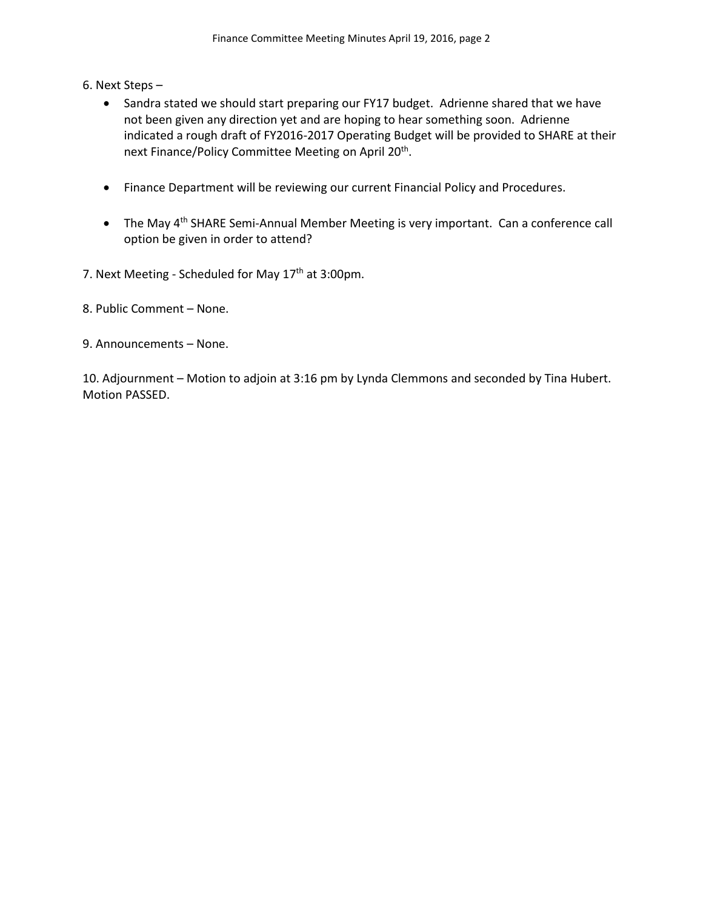6. Next Steps –

- Sandra stated we should start preparing our FY17 budget. Adrienne shared that we have not been given any direction yet and are hoping to hear something soon. Adrienne indicated a rough draft of FY2016-2017 Operating Budget will be provided to SHARE at their next Finance/Policy Committee Meeting on April 20th.

- Finance Department will be reviewing our current Financial Policy and Procedures.

- The May 4th SHARE Semi-Annual Member Meeting is very important. Can a conference call option be given in order to attend?

7. Next Meeting - Scheduled for May 17th at 3:00pm.

8. Public Comment – None.

9. Announcements – None.

10. Adjournment – Motion to adjoin at 3:16 pm by Lynda Clemmons and seconded by Tina Hubert. Motion PASSED.